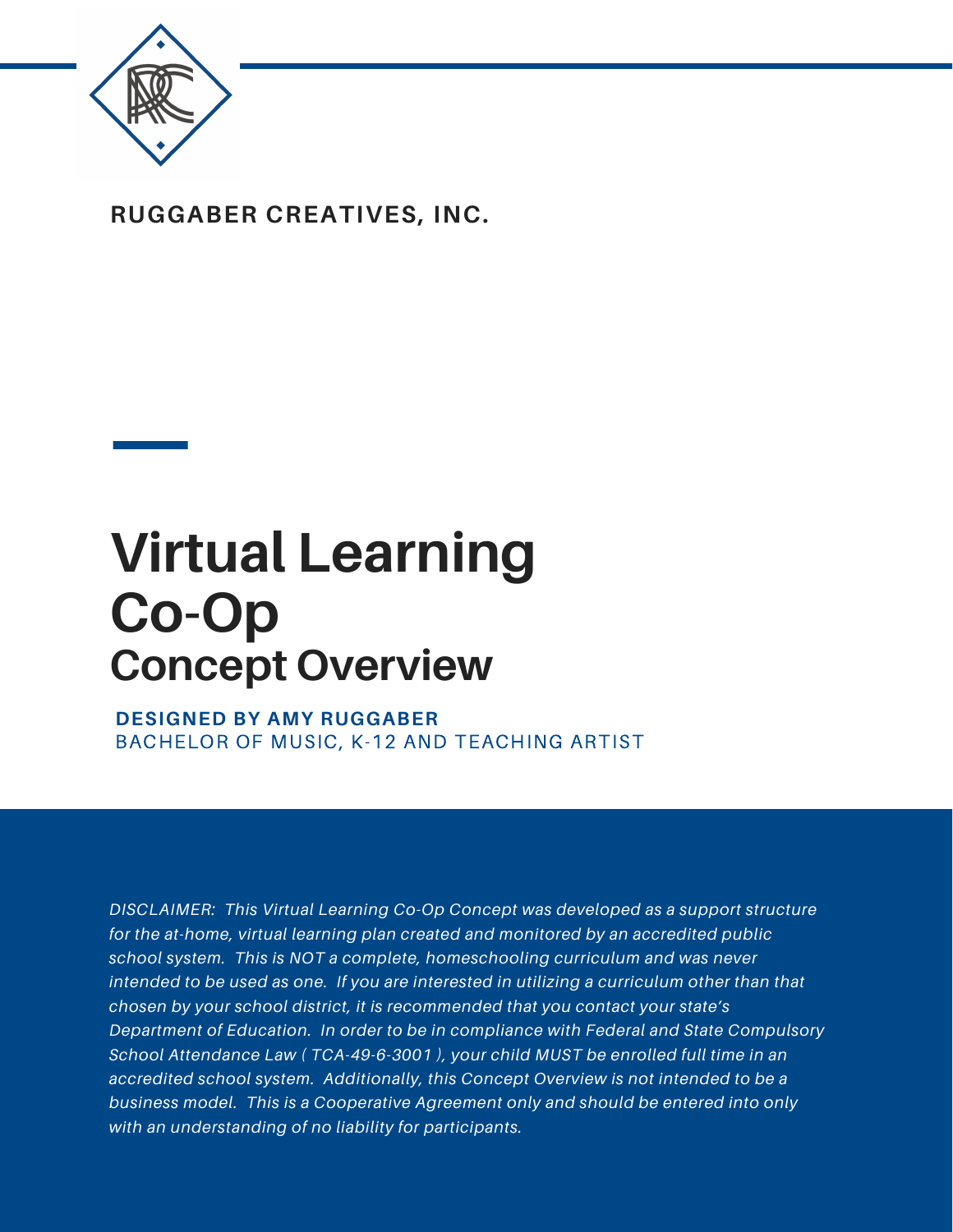**RUGGABER CREATIVES, INC.**

# Virtual Learning Co-Op

## Concept Overview

**DESIGNED BY AMY RUGGABER**
BACHELOR OF MUSIC, K-12 AND TEACHING ARTIST

*DISCLAIMER: This Virtual Learning Co-Op Concept was developed as a support structure for the at-home, virtual learning plan created and monitored by an accredited public school system. This is NOT a complete, homeschooling curriculum and was never intended to be used as one. If you are interested in utilizing a curriculum other than that chosen by your school district, it is recommended that you contact your state's Department of Education. In order to be in compliance with Federal and State Compulsory School Attendance Law ( TCA-49-6-3001 ), your child MUST be enrolled full time in an accredited school system. Additionally, this Concept Overview is not intended to be a business model. This is a Cooperative Agreement only and should be entered into only with an understanding of no liability for participants.*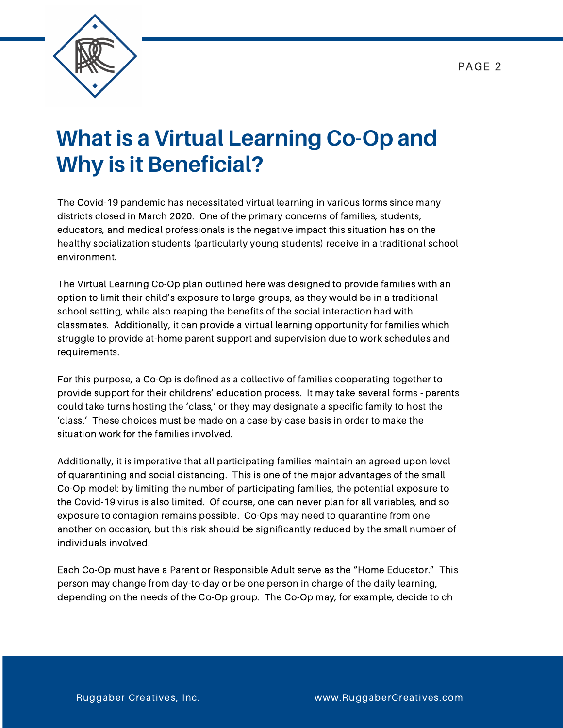# What is a Virtual Learning Co-Op and Why is it Beneficial?

The Covid-19 pandemic has necessitated virtual learning in various forms since many districts closed in March 2020. One of the primary concerns of families, students, educators, and medical professionals is the negative impact this situation has on the healthy socialization students (particularly young students) receive in a traditional school environment.

The Virtual Learning Co-Op plan outlined here was designed to provide families with an option to limit their child's exposure to large groups, as they would be in a traditional school setting, while also reaping the benefits of the social interaction had with classmates. Additionally, it can provide a virtual learning opportunity for families which struggle to provide at-home parent support and supervision due to work schedules and requirements.

For this purpose, a Co-Op is defined as a collective of families cooperating together to provide support for their childrens' education process. It may take several forms - parents could take turns hosting the 'class,' or they may designate a specific family to host the 'class.' These choices must be made on a case-by-case basis in order to make the situation work for the families involved.

Additionally, it is imperative that all participating families maintain an agreed upon level of quarantining and social distancing. This is one of the major advantages of the small Co-Op model: by limiting the number of participating families, the potential exposure to the Covid-19 virus is also limited. Of course, one can never plan for all variables, and so exposure to contagion remains possible. Co-Ops may need to quarantine from one another on occasion, but this risk should be significantly reduced by the small number of individuals involved.

Each Co-Op must have a Parent or Responsible Adult serve as the "Home Educator." This person may change from day-to-day or be one person in charge of the daily learning, depending on the needs of the Co-Op group. The Co-Op may, for example, decide to ch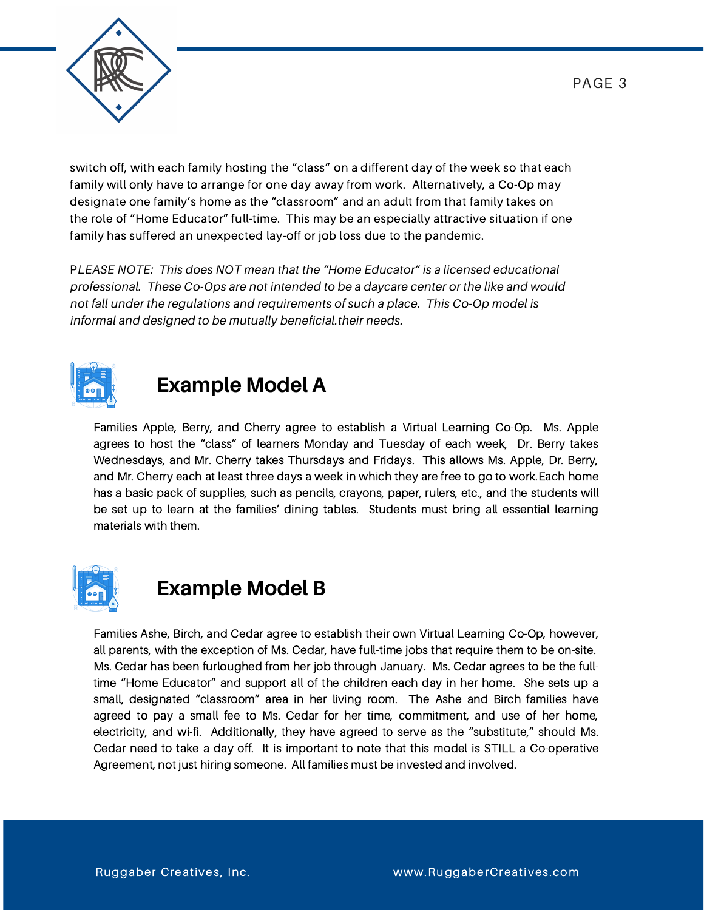switch off, with each family hosting the "class" on a different day of the week so that each family will only have to arrange for one day away from work. Alternatively, a Co-Op may designate one family's home as the "classroom" and an adult from that family takes on the role of "Home Educator" full-time. This may be an especially attractive situation if one family has suffered an unexpected lay-off or job loss due to the pandemic.

*PLEASE NOTE: This does NOT mean that the "Home Educator" is a licensed educational professional. These Co-Ops are not intended to be a daycare center or the like and would not fall under the regulations and requirements of such a place. This Co-Op model is informal and designed to be mutually beneficial.their needs.*

## Example Model A

Families Apple, Berry, and Cherry agree to establish a Virtual Learning Co-Op. Ms. Apple agrees to host the "class" of learners Monday and Tuesday of each week, Dr. Berry takes Wednesdays, and Mr. Cherry takes Thursdays and Fridays. This allows Ms. Apple, Dr. Berry, and Mr. Cherry each at least three days a week in which they are free to go to work.Each home has a basic pack of supplies, such as pencils, crayons, paper, rulers, etc., and the students will be set up to learn at the families' dining tables. Students must bring all essential learning materials with them.

## Example Model B

Families Ashe, Birch, and Cedar agree to establish their own Virtual Learning Co-Op, however, all parents, with the exception of Ms. Cedar, have full-time jobs that require them to be on-site. Ms. Cedar has been furloughed from her job through January. Ms. Cedar agrees to be the full-time "Home Educator" and support all of the children each day in her home. She sets up a small, designated "classroom" area in her living room. The Ashe and Birch families have agreed to pay a small fee to Ms. Cedar for her time, commitment, and use of her home, electricity, and wi-fi. Additionally, they have agreed to serve as the "substitute," should Ms. Cedar need to take a day off. It is important to note that this model is STILL a Co-operative Agreement, not just hiring someone. All families must be invested and involved.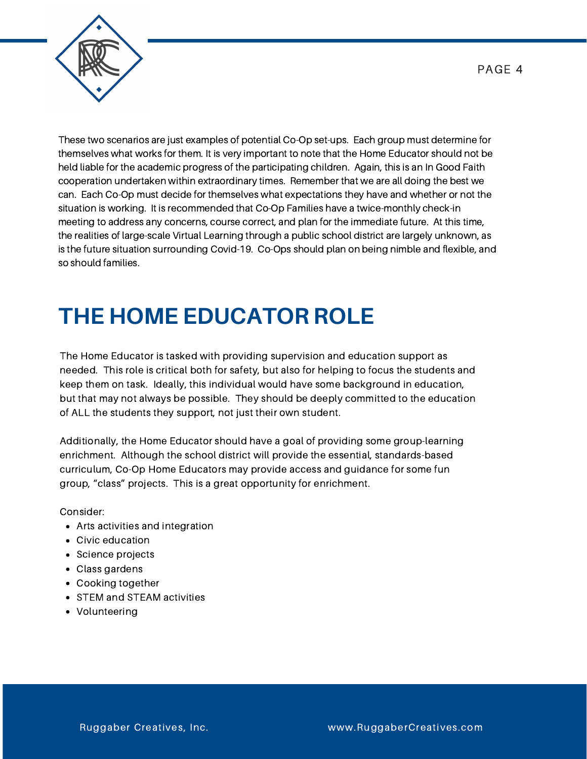These two scenarios are just examples of potential Co-Op set-ups. Each group must determine for themselves what works for them. It is very important to note that the Home Educator should not be held liable for the academic progress of the participating children. Again, this is an In Good Faith cooperation undertaken within extraordinary times. Remember that we are all doing the best we can. Each Co-Op must decide for themselves what expectations they have and whether or not the situation is working. It is recommended that Co-Op Families have a twice-monthly check-in meeting to address any concerns, course correct, and plan for the immediate future. At this time, the realities of large-scale Virtual Learning through a public school district are largely unknown, as is the future situation surrounding Covid-19. Co-Ops should plan on being nimble and flexible, and so should families.

# THE HOME EDUCATOR ROLE

The Home Educator is tasked with providing supervision and education support as needed. This role is critical both for safety, but also for helping to focus the students and keep them on task. Ideally, this individual would have some background in education, but that may not always be possible. They should be deeply committed to the education of ALL the students they support, not just their own student.

Additionally, the Home Educator should have a goal of providing some group-learning enrichment. Although the school district will provide the essential, standards-based curriculum, Co-Op Home Educators may provide access and guidance for some fun group, "class" projects. This is a great opportunity for enrichment.

Consider:

- Arts activities and integration
- Civic education
- Science projects
- Class gardens
- Cooking together
- STEM and STEAM activities
- Volunteering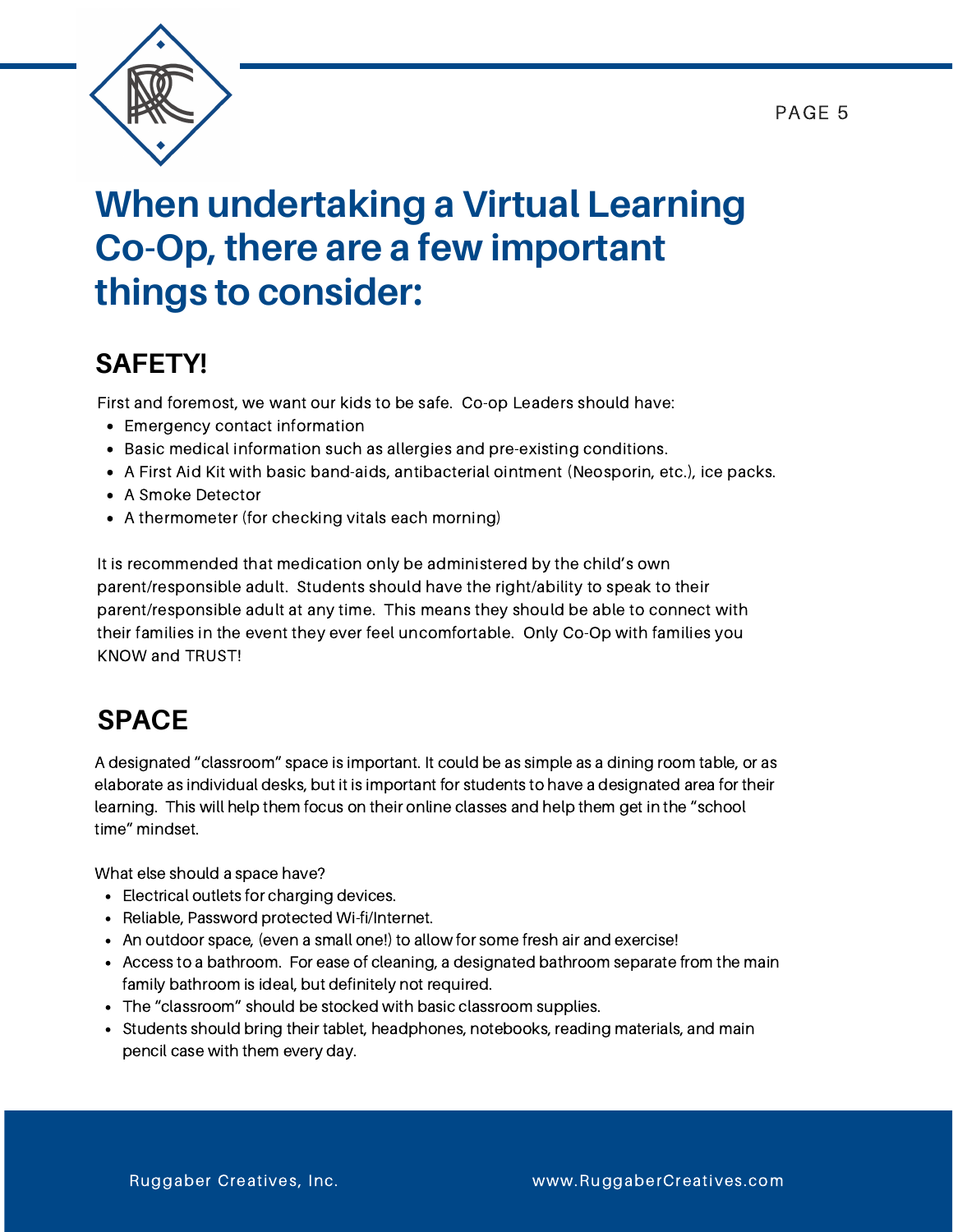# When undertaking a Virtual Learning Co-Op, there are a few important things to consider:

## SAFETY!

First and foremost, we want our kids to be safe.  Co-op Leaders should have:

- Emergency contact information
- Basic medical information such as allergies and pre-existing conditions.
- A First Aid Kit with basic band-aids, antibacterial ointment (Neosporin, etc.), ice packs.
- A Smoke Detector
- A thermometer (for checking vitals each morning)

It is recommended that medication only be administered by the child's own parent/responsible adult.  Students should have the right/ability to speak to their parent/responsible adult at any time.  This means they should be able to connect with their families in the event they ever feel uncomfortable.  Only Co-Op with families you KNOW and TRUST!

## SPACE

A designated "classroom" space is important. It could be as simple as a dining room table, or as elaborate as individual desks, but it is important for students to have a designated area for their learning.  This will help them focus on their online classes and help them get in the "school time" mindset.

What else should a space have?

- Electrical outlets for charging devices.
- Reliable, Password protected Wi-fi/Internet.
- An outdoor space, (even a small one!) to allow for some fresh air and exercise!
- Access to a bathroom.  For ease of cleaning, a designated bathroom separate from the main family bathroom is ideal, but definitely not required.
- The "classroom" should be stocked with basic classroom supplies.
- Students should bring their tablet, headphones, notebooks, reading materials, and main pencil case with them every day.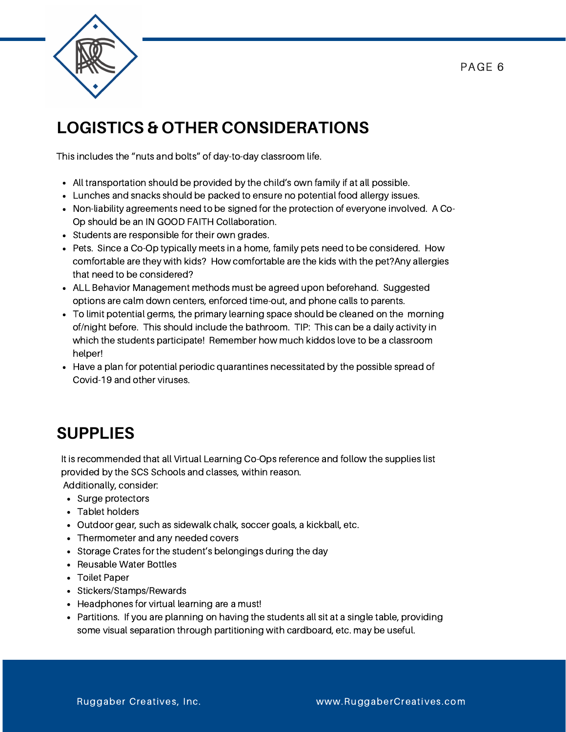## LOGISTICS & OTHER CONSIDERATIONS

This includes the "nuts and bolts" of day-to-day classroom life.

- All transportation should be provided by the child's own family if at all possible.
- Lunches and snacks should be packed to ensure no potential food allergy issues.
- Non-liability agreements need to be signed for the protection of everyone involved. A Co-Op should be an IN GOOD FAITH Collaboration.
- Students are responsible for their own grades.
- Pets. Since a Co-Op typically meets in a home, family pets need to be considered. How comfortable are they with kids? How comfortable are the kids with the pet?Any allergies that need to be considered?
- ALL Behavior Management methods must be agreed upon beforehand. Suggested options are calm down centers, enforced time-out, and phone calls to parents.
- To limit potential germs, the primary learning space should be cleaned on the morning of/night before. This should include the bathroom. TIP: This can be a daily activity in which the students participate! Remember how much kiddos love to be a classroom helper!
- Have a plan for potential periodic quarantines necessitated by the possible spread of Covid-19 and other viruses.

## SUPPLIES

It is recommended that all Virtual Learning Co-Ops reference and follow the supplies list provided by the SCS Schools and classes, within reason.
Additionally, consider:

- Surge protectors
- Tablet holders
- Outdoor gear, such as sidewalk chalk, soccer goals, a kickball, etc.
- Thermometer and any needed covers
- Storage Crates for the student's belongings during the day
- Reusable Water Bottles
- Toilet Paper
- Stickers/Stamps/Rewards
- Headphones for virtual learning are a must!
- Partitions. If you are planning on having the students all sit at a single table, providing some visual separation through partitioning with cardboard, etc. may be useful.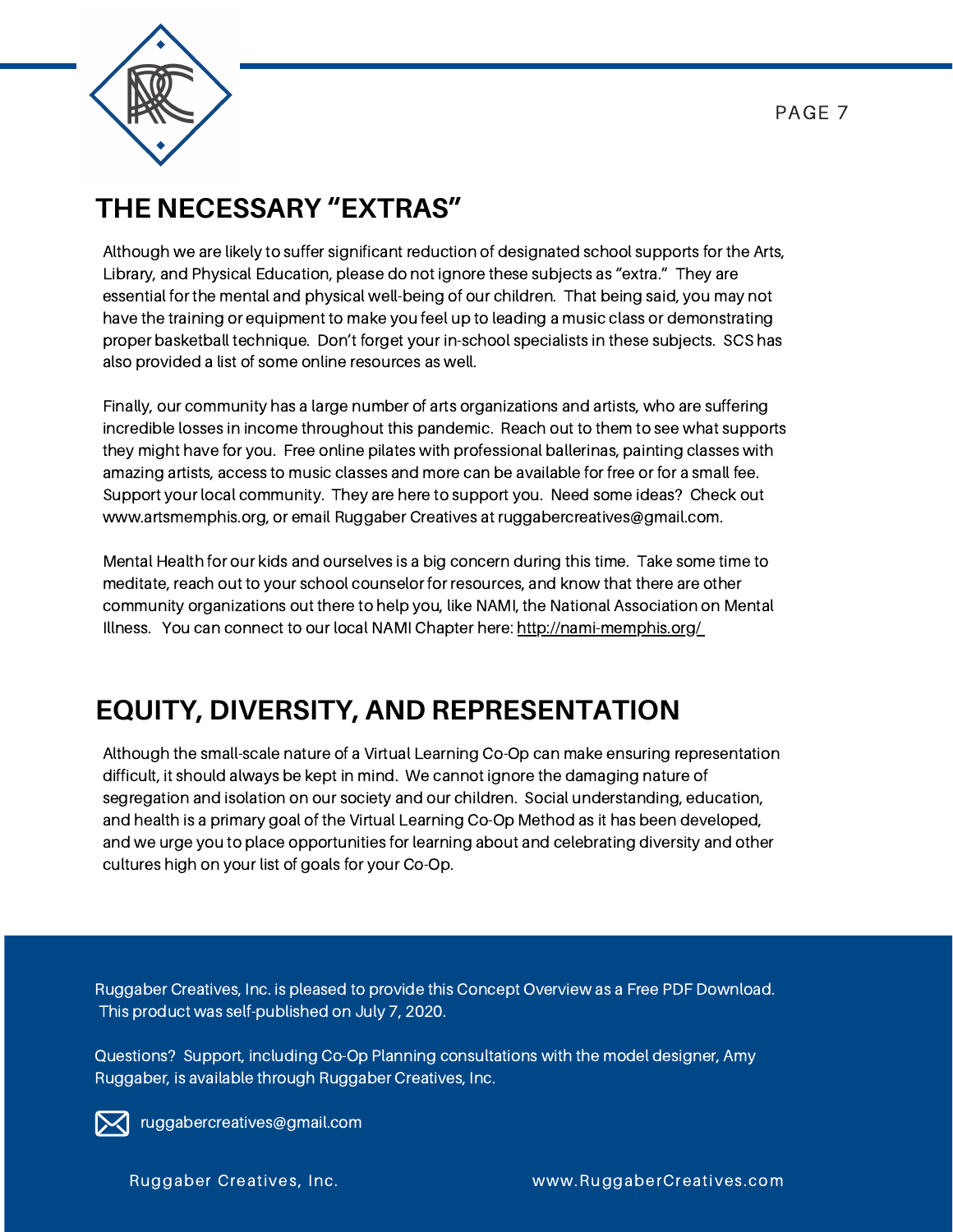## THE NECESSARY "EXTRAS"

Although we are likely to suffer significant reduction of designated school supports for the Arts, Library, and Physical Education, please do not ignore these subjects as "extra." They are essential for the mental and physical well-being of our children. That being said, you may not have the training or equipment to make you feel up to leading a music class or demonstrating proper basketball technique. Don't forget your in-school specialists in these subjects. SCS has also provided a list of some online resources as well.

Finally, our community has a large number of arts organizations and artists, who are suffering incredible losses in income throughout this pandemic. Reach out to them to see what supports they might have for you. Free online pilates with professional ballerinas, painting classes with amazing artists, access to music classes and more can be available for free or for a small fee. Support your local community. They are here to support you. Need some ideas? Check out www.artsmemphis.org, or email Ruggaber Creatives at ruggabercreatives@gmail.com.

Mental Health for our kids and ourselves is a big concern during this time. Take some time to meditate, reach out to your school counselor for resources, and know that there are other community organizations out there to help you, like NAMI, the National Association on Mental Illness. You can connect to our local NAMI Chapter here: http://nami-memphis.org/

## EQUITY, DIVERSITY, AND REPRESENTATION

Although the small-scale nature of a Virtual Learning Co-Op can make ensuring representation difficult, it should always be kept in mind. We cannot ignore the damaging nature of segregation and isolation on our society and our children. Social understanding, education, and health is a primary goal of the Virtual Learning Co-Op Method as it has been developed, and we urge you to place opportunities for learning about and celebrating diversity and other cultures high on your list of goals for your Co-Op.

Ruggaber Creatives, Inc. is pleased to provide this Concept Overview as a Free PDF Download. This product was self-published on July 7, 2020.

Questions? Support, including Co-Op Planning consultations with the model designer, Amy Ruggaber, is available through Ruggaber Creatives, Inc.

ruggabercreatives@gmail.com

Ruggaber Creatives, Inc.    www.RuggaberCreatives.com